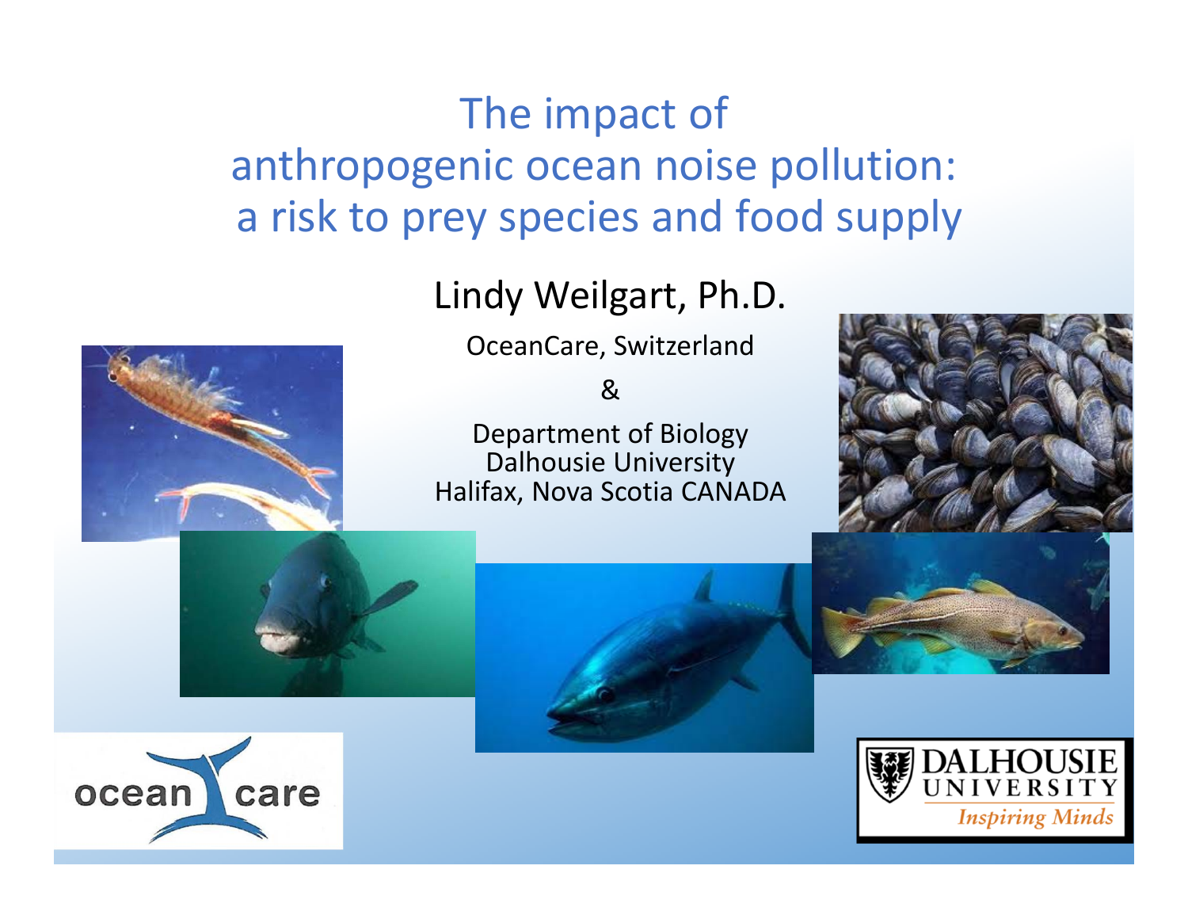# The impact of anthropogenic ocean noise pollution: a risk to prey species and food supply

Lindy Weilgart, Ph.D.

OceanCare, Switzerland

&

Department of Biology
Dalhousie University
Halifax, Nova Scotia CANADA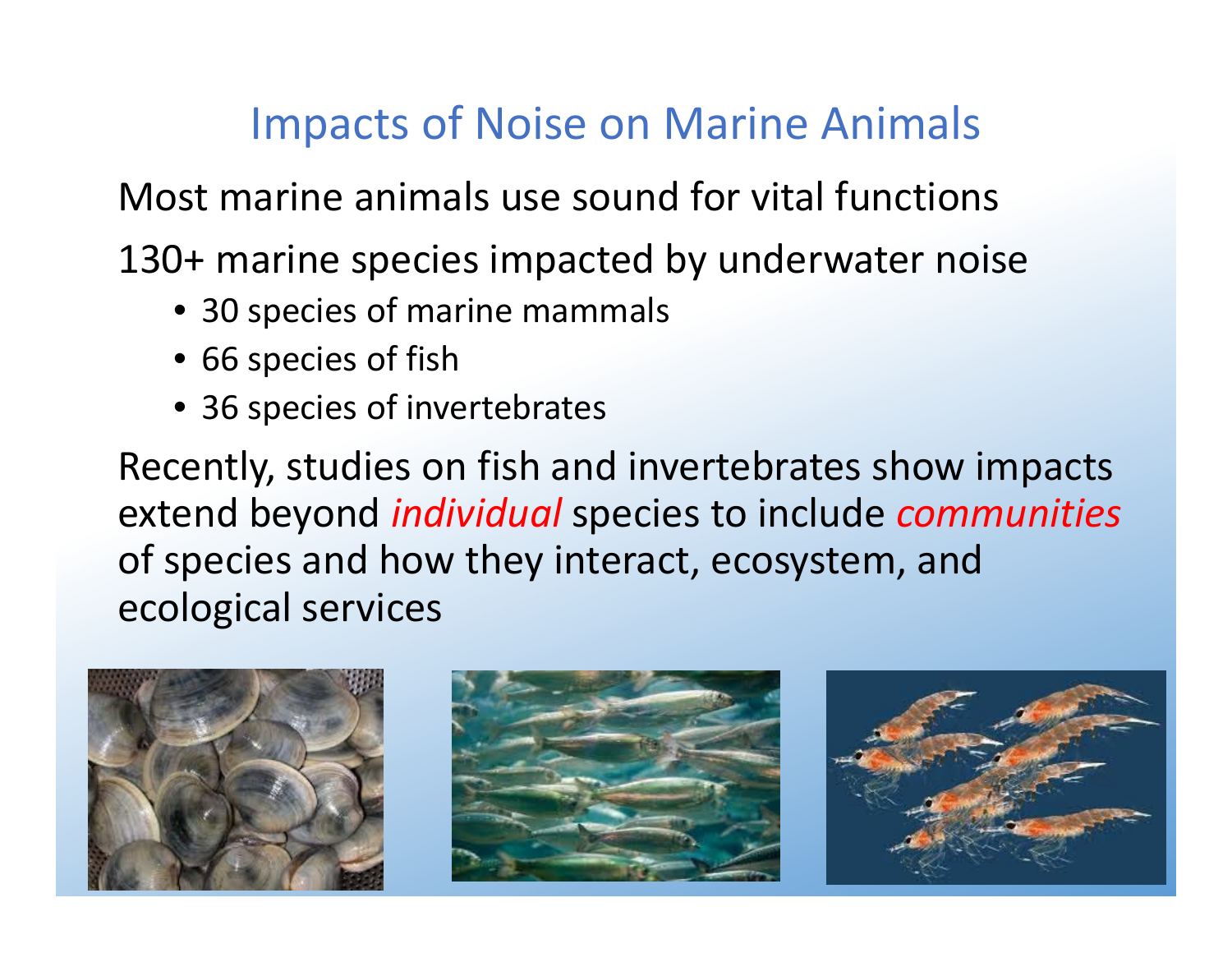# Impacts of Noise on Marine Animals

Most marine animals use sound for vital functions

130+ marine species impacted by underwater noise

- 30 species of marine mammals
- 66 species of fish
- 36 species of invertebrates

Recently, studies on fish and invertebrates show impacts extend beyond *individual* species to include *communities* of species and how they interact, ecosystem, and ecological services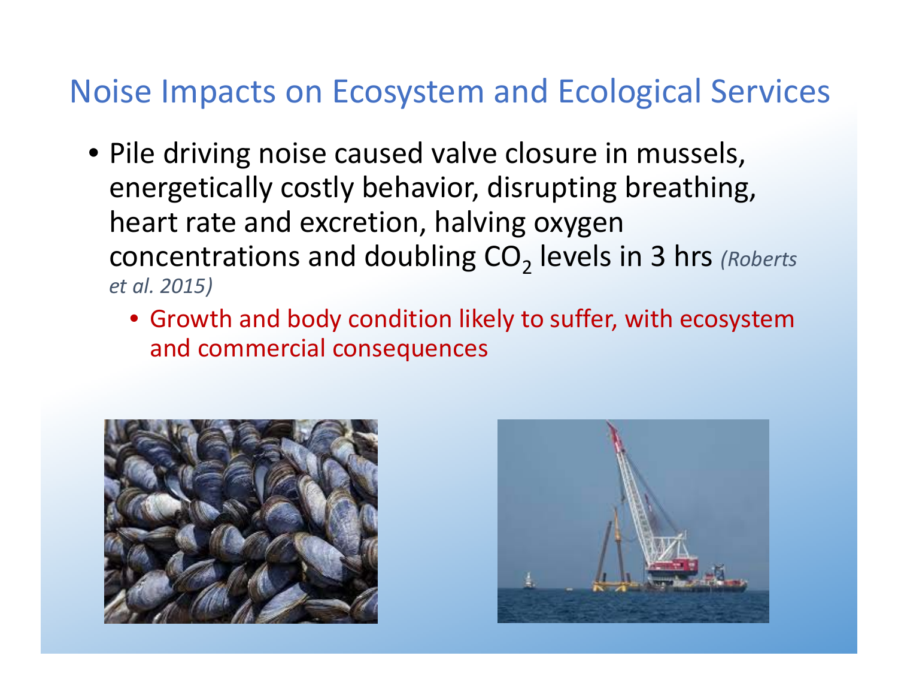## Noise Impacts on Ecosystem and Ecological Services

- Pile driving noise caused valve closure in mussels, energetically costly behavior, disrupting breathing, heart rate and excretion, halving oxygen concentrations and doubling $CO_2$ levels in 3 hrs *(Roberts et al. 2015)*
  - Growth and body condition likely to suffer, with ecosystem and commercial consequences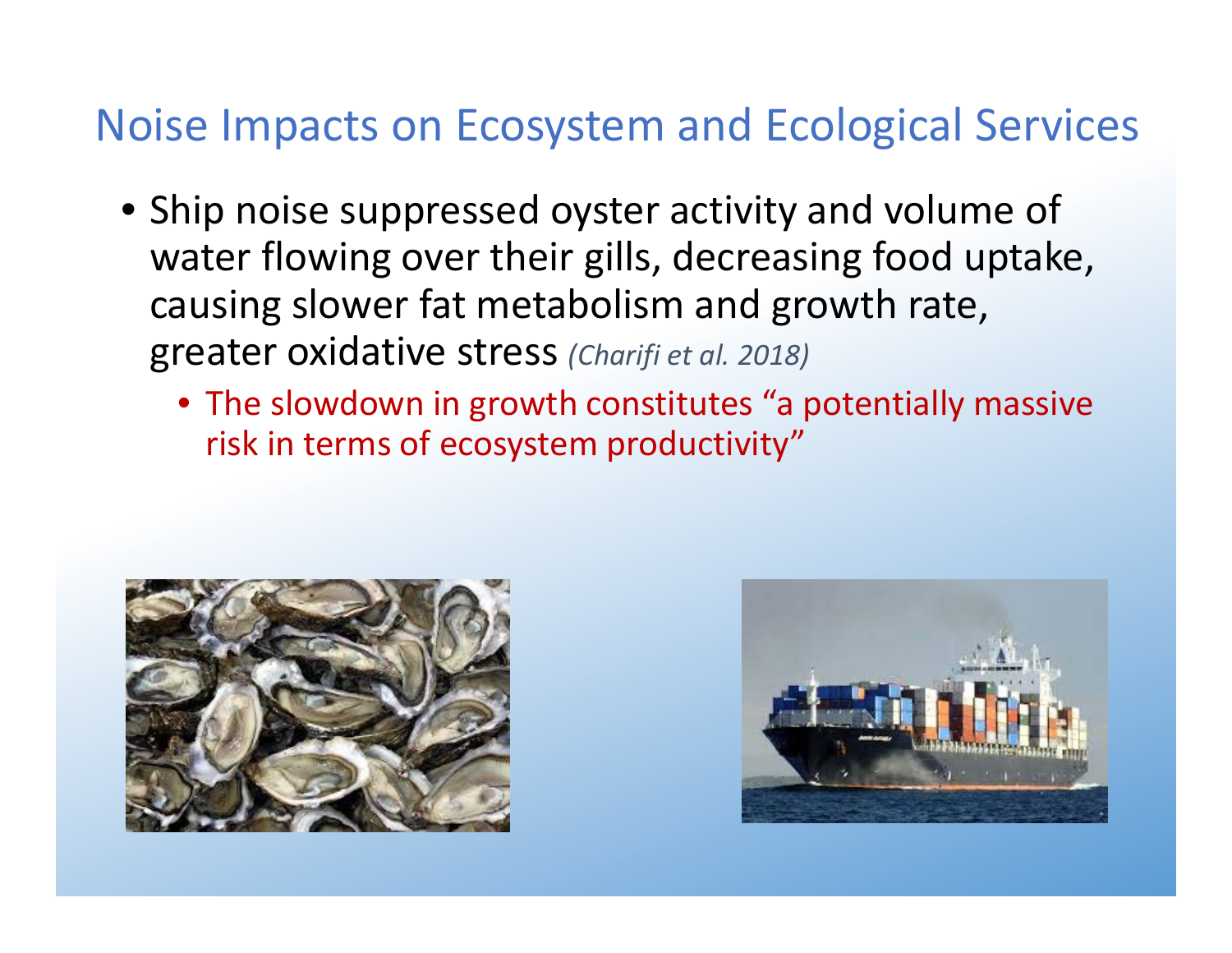## Noise Impacts on Ecosystem and Ecological Services

- Ship noise suppressed oyster activity and volume of water flowing over their gills, decreasing food uptake, causing slower fat metabolism and growth rate, greater oxidative stress *(Charifi et al. 2018)*
  - The slowdown in growth constitutes “a potentially massive risk in terms of ecosystem productivity”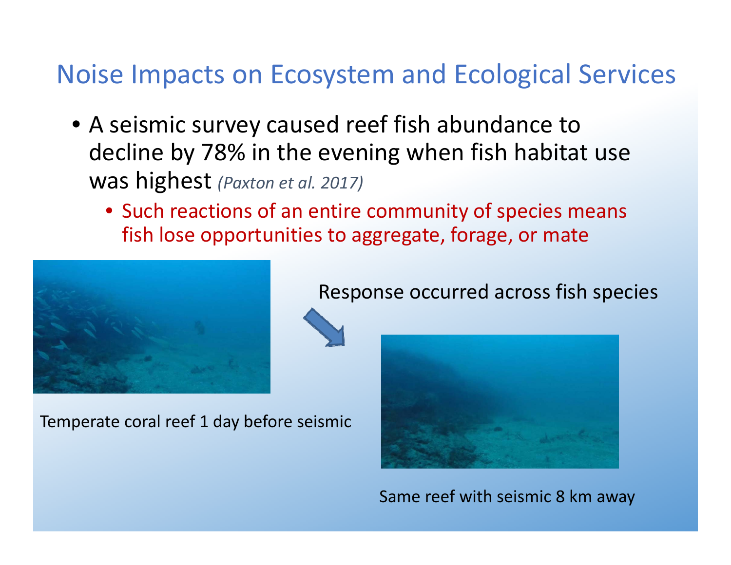# Noise Impacts on Ecosystem and Ecological Services

- A seismic survey caused reef fish abundance to decline by 78% in the evening when fish habitat use was highest *(Paxton et al. 2017)*
  - Such reactions of an entire community of species means fish lose opportunities to aggregate, forage, or mate

Response occurred across fish species

Temperate coral reef 1 day before seismic

Same reef with seismic 8 km away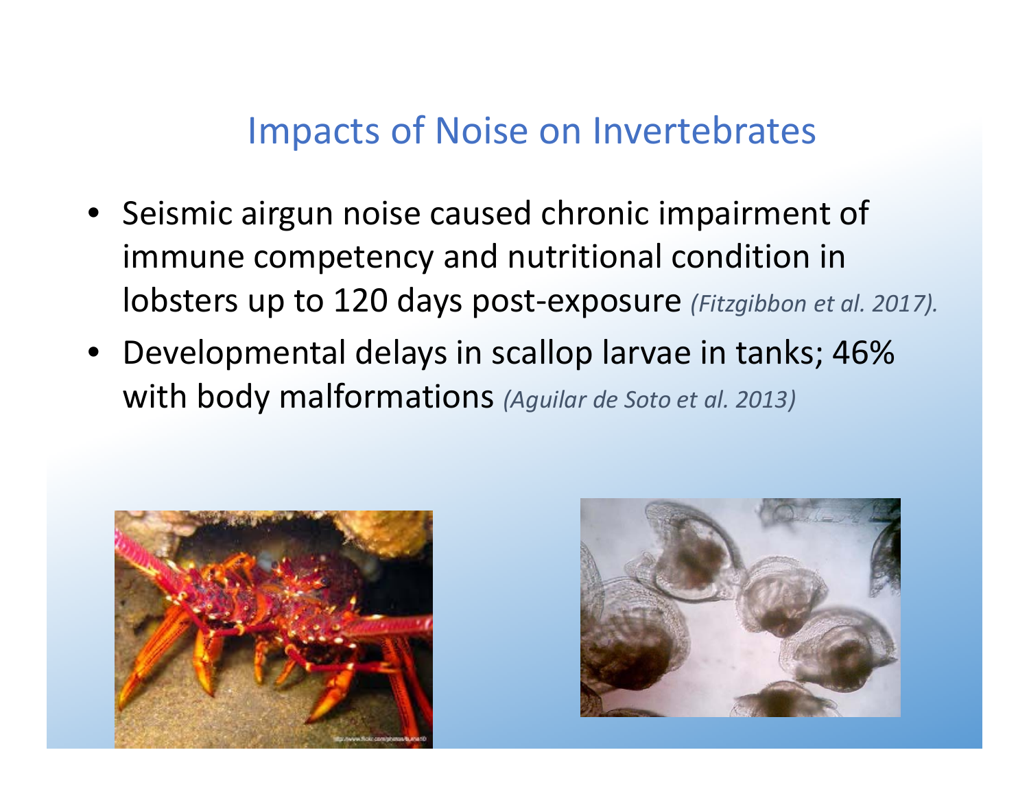# Impacts of Noise on Invertebrates

- Seismic airgun noise caused chronic impairment of immune competency and nutritional condition in lobsters up to 120 days post-exposure *(Fitzgibbon et al. 2017).*
- Developmental delays in scallop larvae in tanks; 46% with body malformations *(Aguilar de Soto et al. 2013)*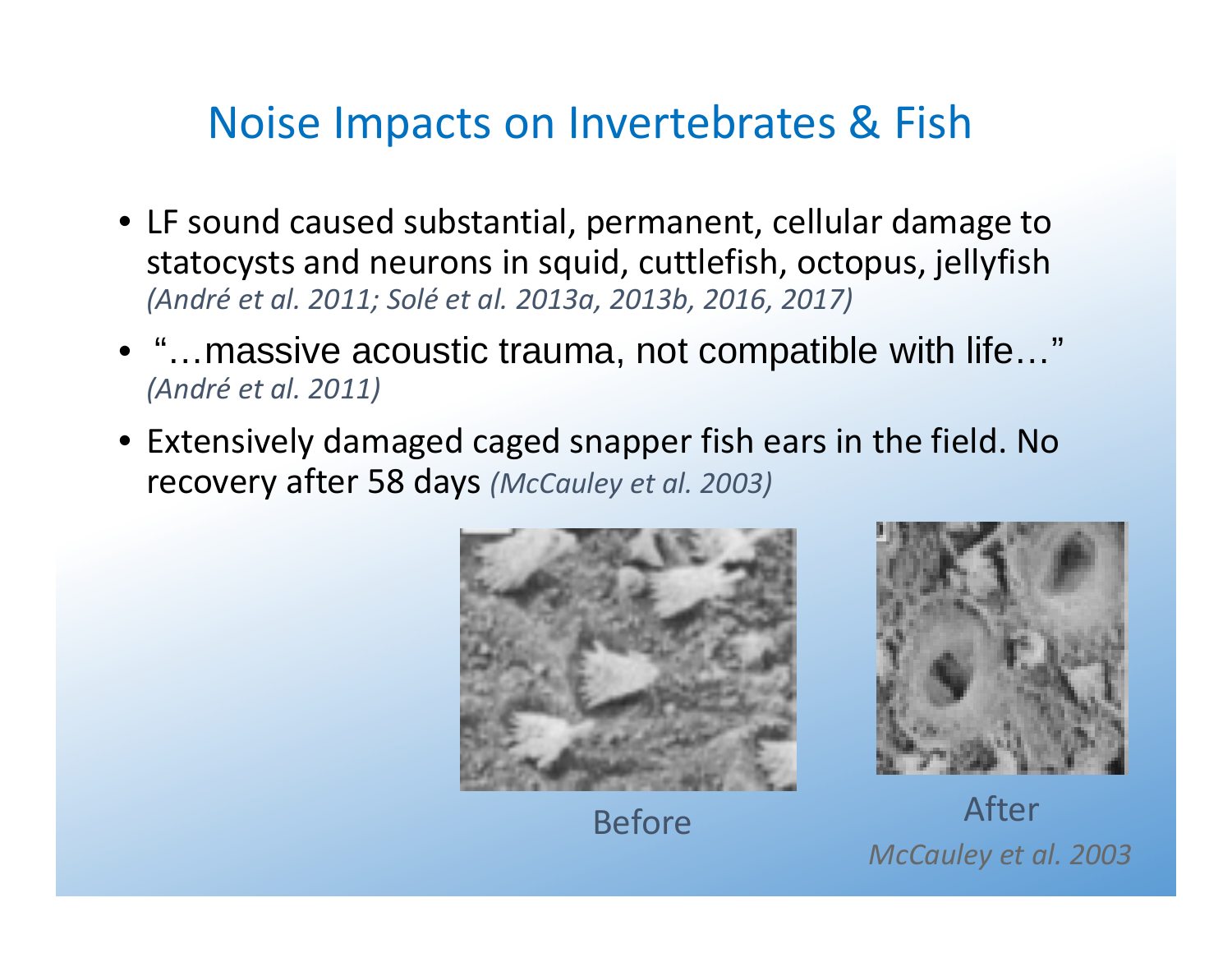# Noise Impacts on Invertebrates & Fish

- LF sound caused substantial, permanent, cellular damage to statocysts and neurons in squid, cuttlefish, octopus, jellyfish *(André et al. 2011; Solé et al. 2013a, 2013b, 2016, 2017)*
- "…massive acoustic trauma, not compatible with life…" *(André et al. 2011)*
- Extensively damaged caged snapper fish ears in the field. No recovery after 58 days *(McCauley et al. 2003)*

Before

After

*McCauley et al. 2003*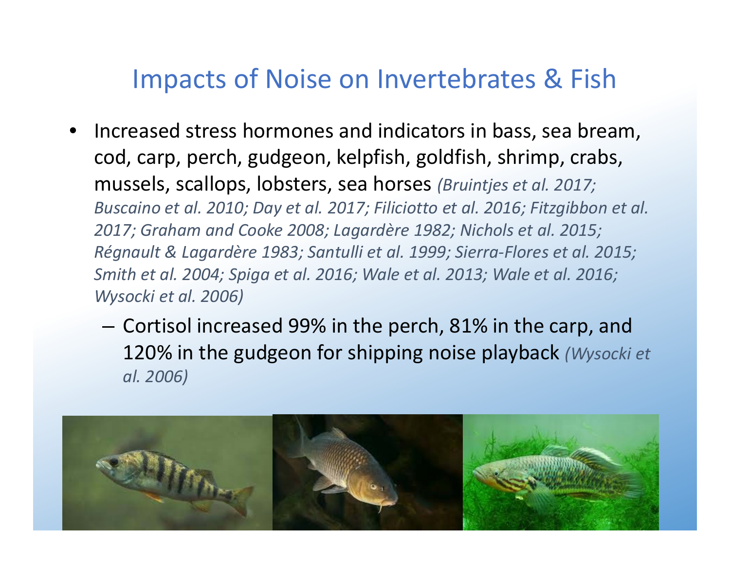# Impacts of Noise on Invertebrates & Fish

- Increased stress hormones and indicators in bass, sea bream, cod, carp, perch, gudgeon, kelpfish, goldfish, shrimp, crabs, mussels, scallops, lobsters, sea horses *(Bruintjes et al. 2017; Buscaino et al. 2010; Day et al. 2017; Filiciotto et al. 2016; Fitzgibbon et al. 2017; Graham and Cooke 2008; Lagardère 1982; Nichols et al. 2015; Régnault & Lagardère 1983; Santulli et al. 1999; Sierra-Flores et al. 2015; Smith et al. 2004; Spiga et al. 2016; Wale et al. 2013; Wale et al. 2016; Wysocki et al. 2006)*
  - Cortisol increased 99% in the perch, 81% in the carp, and 120% in the gudgeon for shipping noise playback *(Wysocki et al. 2006)*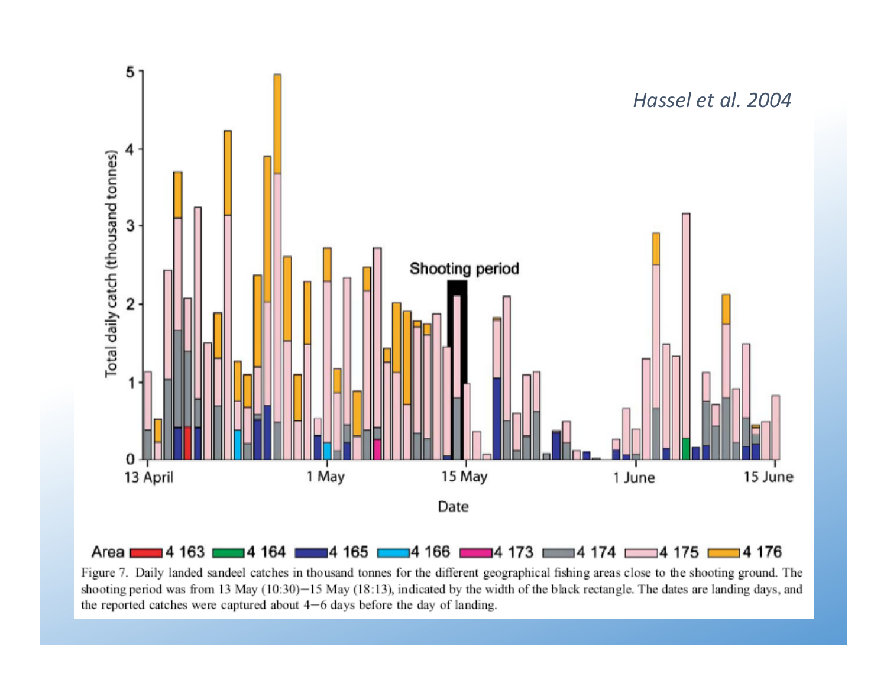*Hassel et al. 2004*

Area 4 163 4 164 4 165 4 166 4 173 4 174 4 175 4 176

Figure 7. Daily landed sandeel catches in thousand tonnes for the different geographical fishing areas close to the shooting ground. The shooting period was from 13 May (10:30)−15 May (18:13), indicated by the width of the black rectangle. The dates are landing days, and the reported catches were captured about 4−6 days before the day of landing.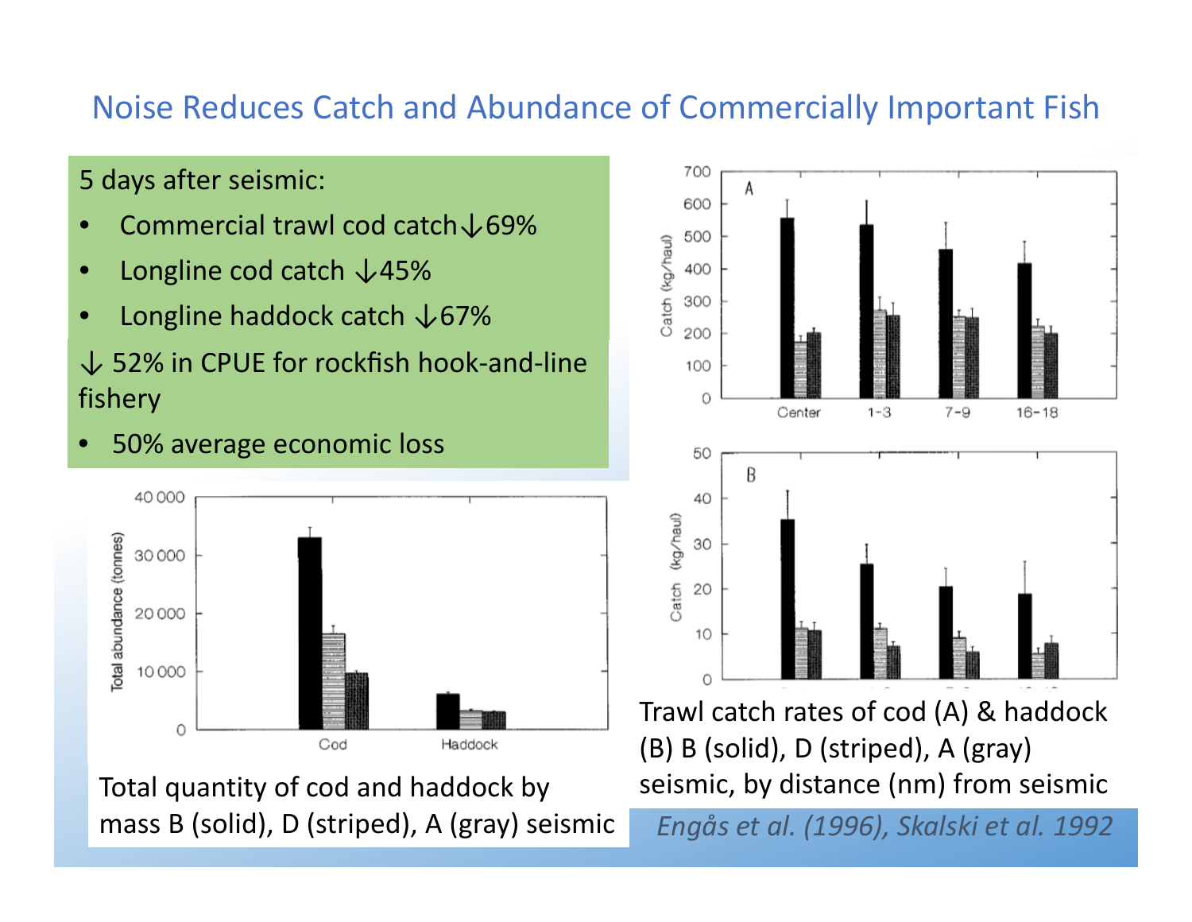# Noise Reduces Catch and Abundance of Commercially Important Fish

5 days after seismic:

- Commercial trawl cod catch ↓69%
- Longline cod catch ↓45%
- Longline haddock catch ↓67%

↓ 52% in CPUE for rockfish hook-and-line fishery

- 50% average economic loss

Total quantity of cod and haddock by mass B (solid), D (striped), A (gray) seismic

Trawl catch rates of cod (A) & haddock (B) B (solid), D (striped), A (gray) seismic, by distance (nm) from seismic

*Engås et al. (1996), Skalski et al. 1992*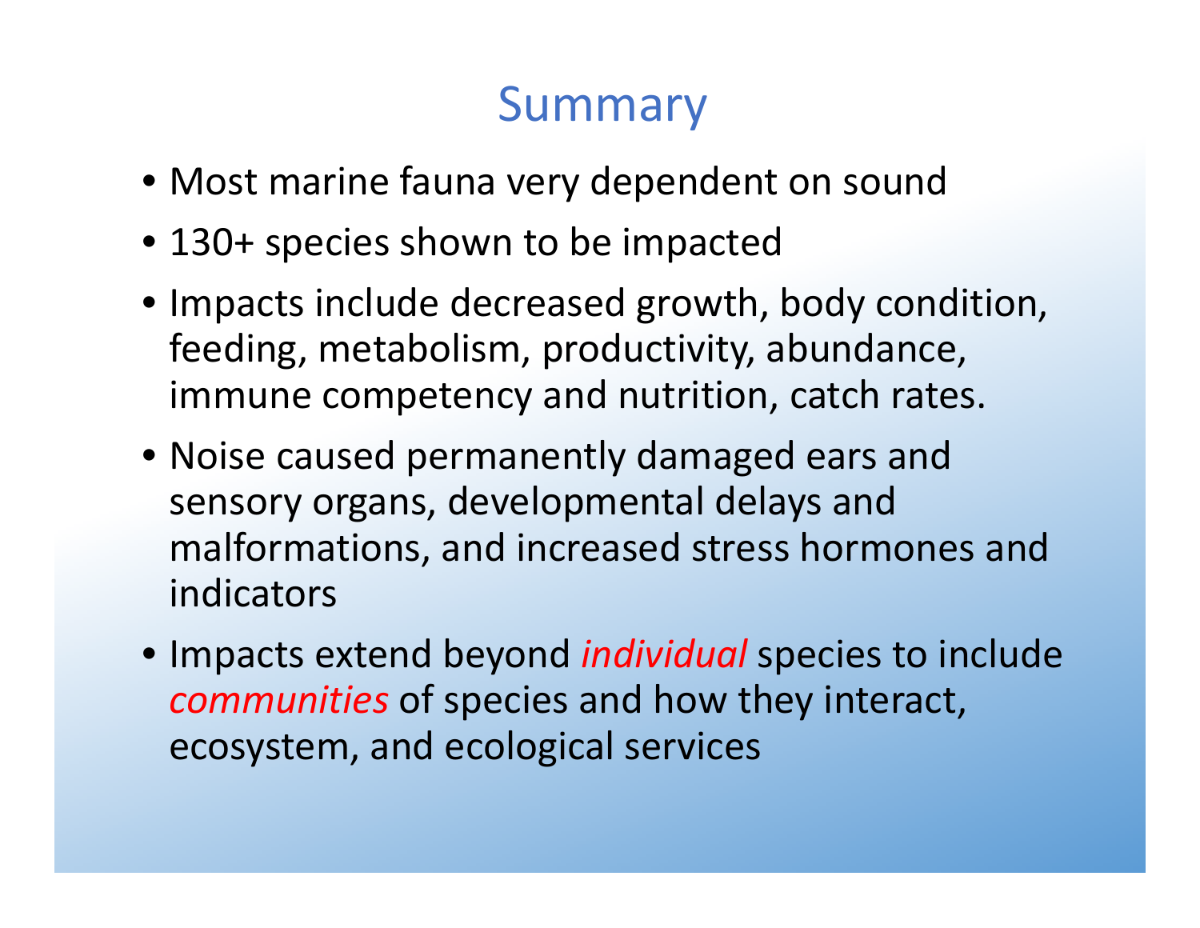# Summary

- Most marine fauna very dependent on sound
- 130+ species shown to be impacted
- Impacts include decreased growth, body condition, feeding, metabolism, productivity, abundance, immune competency and nutrition, catch rates.
- Noise caused permanently damaged ears and sensory organs, developmental delays and malformations, and increased stress hormones and indicators
- Impacts extend beyond *individual* species to include *communities* of species and how they interact, ecosystem, and ecological services